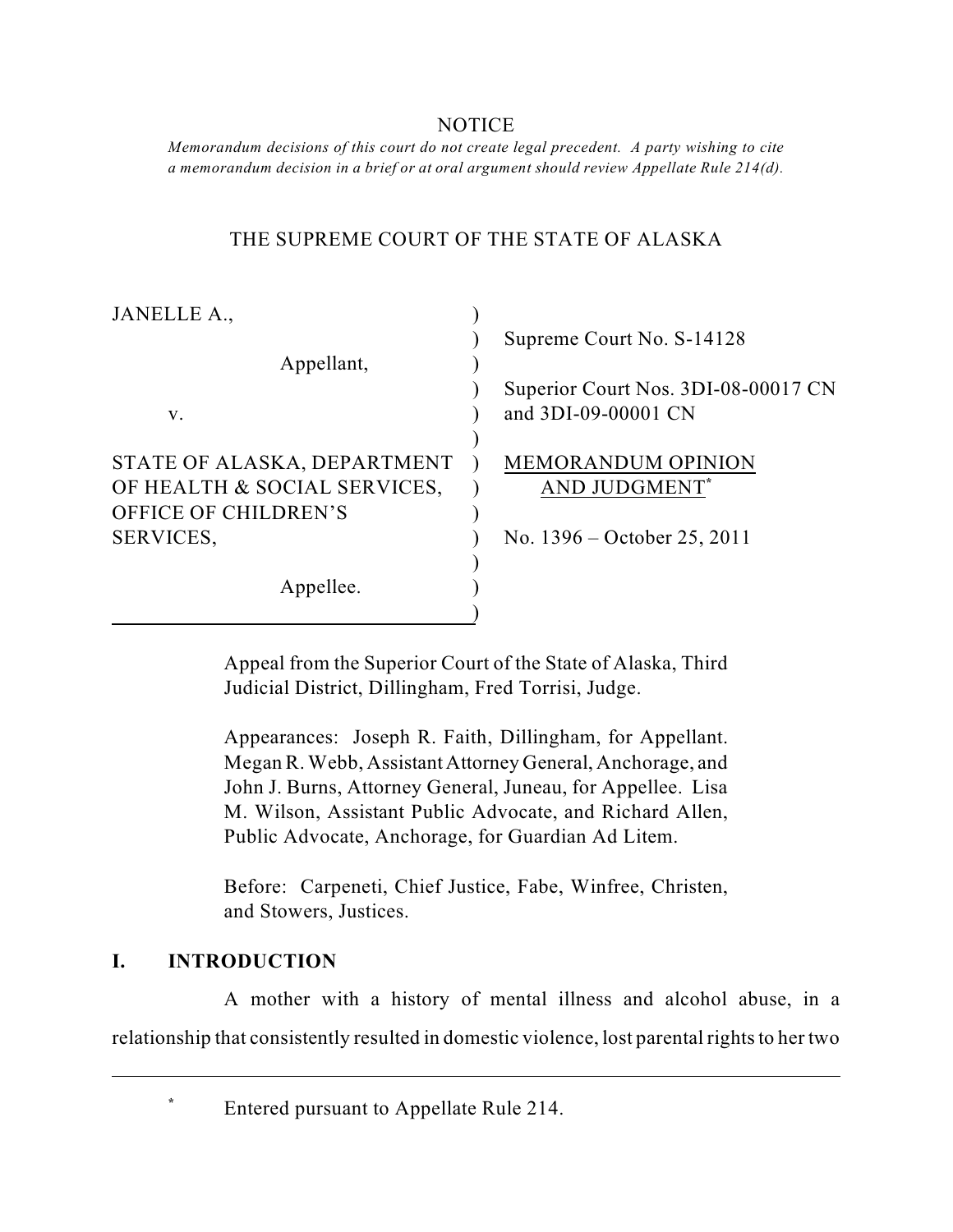NOTICE

*Memorandum decisions of this court do not create legal precedent. A party wishing to cite a memorandum decision in a brief or at oral argument should review Appellate Rule 214(d).*

THE SUPREME COURT OF THE STATE OF ALASKA

| | |
|---|---|
| JANELLE A., Appellant, v. STATE OF ALASKA, DEPARTMENT OF HEALTH & SOCIAL SERVICES, OFFICE OF CHILDREN'S SERVICES, Appellee. | Supreme Court No. S-14128<br><br>Superior Court Nos. 3DI-08-00017 CN and 3DI-09-00001 CN<br><br><u>MEMORANDUM OPINION AND JUDGMENT</u>[*]<br><br>No. 1396 – October 25, 2011 |

Appeal from the Superior Court of the State of Alaska, Third Judicial District, Dillingham, Fred Torrisi, Judge.

Appearances: Joseph R. Faith, Dillingham, for Appellant. Megan R. Webb, Assistant Attorney General, Anchorage, and John J. Burns, Attorney General, Juneau, for Appellee. Lisa M. Wilson, Assistant Public Advocate, and Richard Allen, Public Advocate, Anchorage, for Guardian Ad Litem.

Before: Carpeneti, Chief Justice, Fabe, Winfree, Christen, and Stowers, Justices.

## I. INTRODUCTION

A mother with a history of mental illness and alcohol abuse, in a relationship that consistently resulted in domestic violence, lost parental rights to her two

---

[*] Entered pursuant to Appellate Rule 214.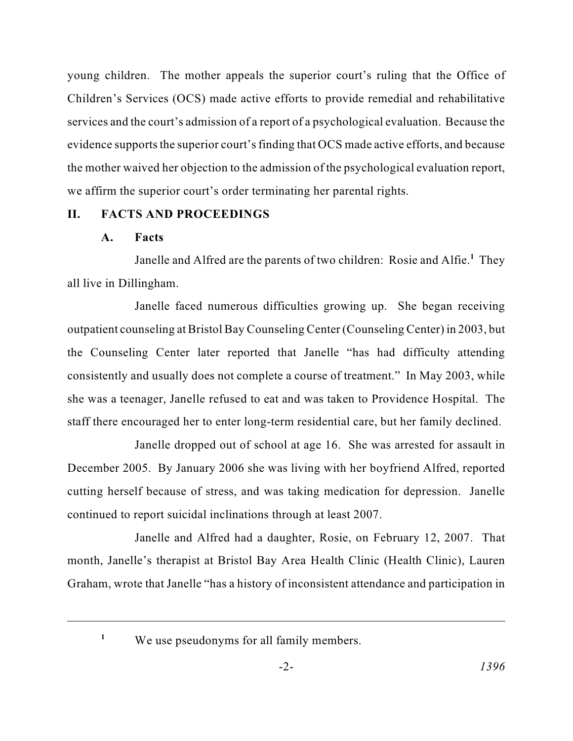young children. The mother appeals the superior court's ruling that the Office of Children's Services (OCS) made active efforts to provide remedial and rehabilitative services and the court's admission of a report of a psychological evaluation. Because the evidence supports the superior court's finding that OCS made active efforts, and because the mother waived her objection to the admission of the psychological evaluation report, we affirm the superior court's order terminating her parental rights.

## II. FACTS AND PROCEEDINGS

### A. Facts

Janelle and Alfred are the parents of two children: Rosie and Alfie.[1] They all live in Dillingham.

Janelle faced numerous difficulties growing up. She began receiving outpatient counseling at Bristol Bay Counseling Center (Counseling Center) in 2003, but the Counseling Center later reported that Janelle "has had difficulty attending consistently and usually does not complete a course of treatment." In May 2003, while she was a teenager, Janelle refused to eat and was taken to Providence Hospital. The staff there encouraged her to enter long-term residential care, but her family declined.

Janelle dropped out of school at age 16. She was arrested for assault in December 2005. By January 2006 she was living with her boyfriend Alfred, reported cutting herself because of stress, and was taking medication for depression. Janelle continued to report suicidal inclinations through at least 2007.

Janelle and Alfred had a daughter, Rosie, on February 12, 2007. That month, Janelle's therapist at Bristol Bay Area Health Clinic (Health Clinic), Lauren Graham, wrote that Janelle "has a history of inconsistent attendance and participation in

---

[1] We use pseudonyms for all family members.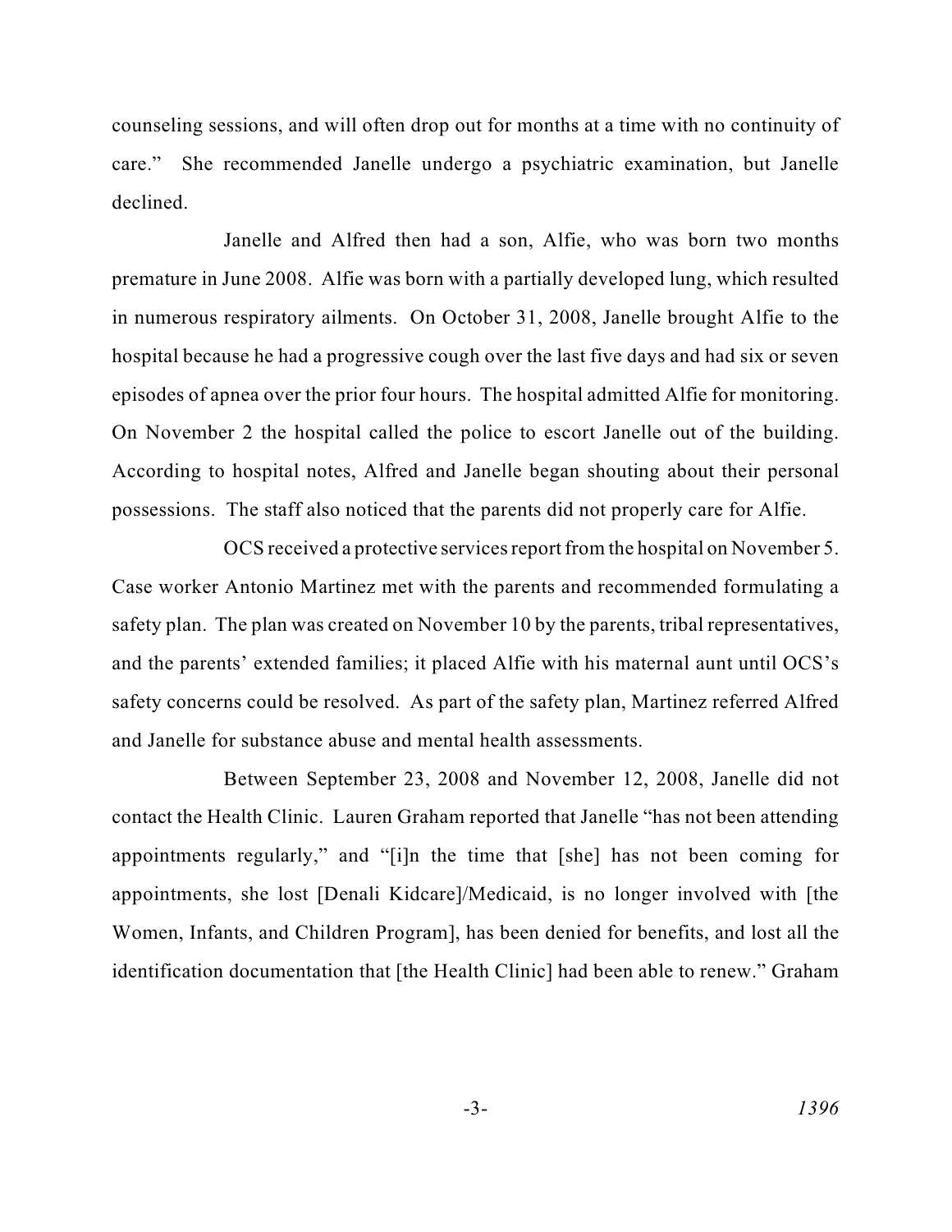counseling sessions, and will often drop out for months at a time with no continuity of care." She recommended Janelle undergo a psychiatric examination, but Janelle declined.

Janelle and Alfred then had a son, Alfie, who was born two months premature in June 2008. Alfie was born with a partially developed lung, which resulted in numerous respiratory ailments. On October 31, 2008, Janelle brought Alfie to the hospital because he had a progressive cough over the last five days and had six or seven episodes of apnea over the prior four hours. The hospital admitted Alfie for monitoring. On November 2 the hospital called the police to escort Janelle out of the building. According to hospital notes, Alfred and Janelle began shouting about their personal possessions. The staff also noticed that the parents did not properly care for Alfie.

OCS received a protective services report from the hospital on November 5. Case worker Antonio Martinez met with the parents and recommended formulating a safety plan. The plan was created on November 10 by the parents, tribal representatives, and the parents' extended families; it placed Alfie with his maternal aunt until OCS's safety concerns could be resolved. As part of the safety plan, Martinez referred Alfred and Janelle for substance abuse and mental health assessments.

Between September 23, 2008 and November 12, 2008, Janelle did not contact the Health Clinic. Lauren Graham reported that Janelle "has not been attending appointments regularly," and "[i]n the time that [she] has not been coming for appointments, she lost [Denali Kidcare]/Medicaid, is no longer involved with [the Women, Infants, and Children Program], has been denied for benefits, and lost all the identification documentation that [the Health Clinic] had been able to renew." Graham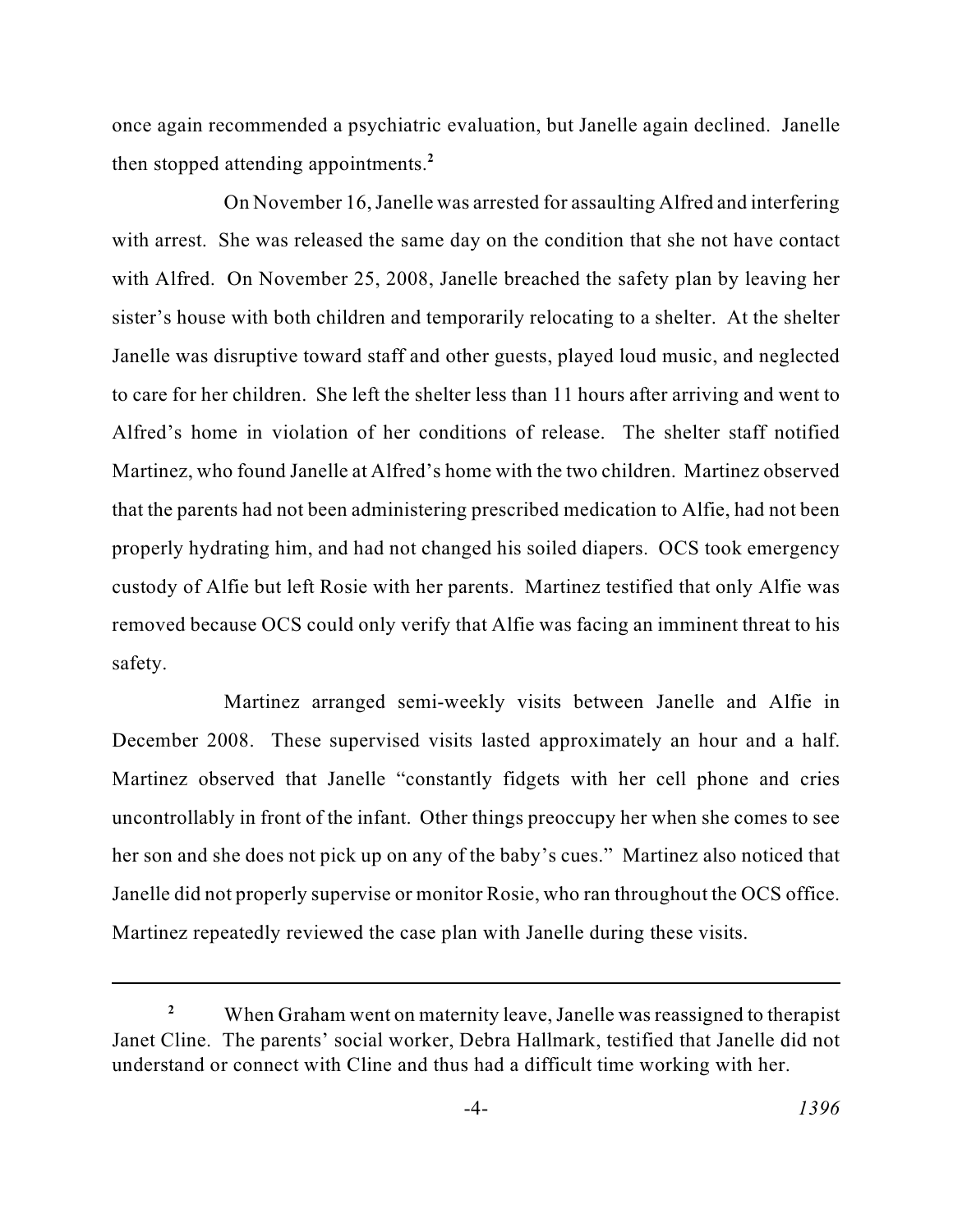once again recommended a psychiatric evaluation, but Janelle again declined. Janelle then stopped attending appointments.[2]

On November 16, Janelle was arrested for assaulting Alfred and interfering with arrest. She was released the same day on the condition that she not have contact with Alfred. On November 25, 2008, Janelle breached the safety plan by leaving her sister's house with both children and temporarily relocating to a shelter. At the shelter Janelle was disruptive toward staff and other guests, played loud music, and neglected to care for her children. She left the shelter less than 11 hours after arriving and went to Alfred's home in violation of her conditions of release. The shelter staff notified Martinez, who found Janelle at Alfred's home with the two children. Martinez observed that the parents had not been administering prescribed medication to Alfie, had not been properly hydrating him, and had not changed his soiled diapers. OCS took emergency custody of Alfie but left Rosie with her parents. Martinez testified that only Alfie was removed because OCS could only verify that Alfie was facing an imminent threat to his safety.

Martinez arranged semi-weekly visits between Janelle and Alfie in December 2008. These supervised visits lasted approximately an hour and a half. Martinez observed that Janelle "constantly fidgets with her cell phone and cries uncontrollably in front of the infant. Other things preoccupy her when she comes to see her son and she does not pick up on any of the baby's cues." Martinez also noticed that Janelle did not properly supervise or monitor Rosie, who ran throughout the OCS office. Martinez repeatedly reviewed the case plan with Janelle during these visits.

---

[2] When Graham went on maternity leave, Janelle was reassigned to therapist Janet Cline. The parents' social worker, Debra Hallmark, testified that Janelle did not understand or connect with Cline and thus had a difficult time working with her.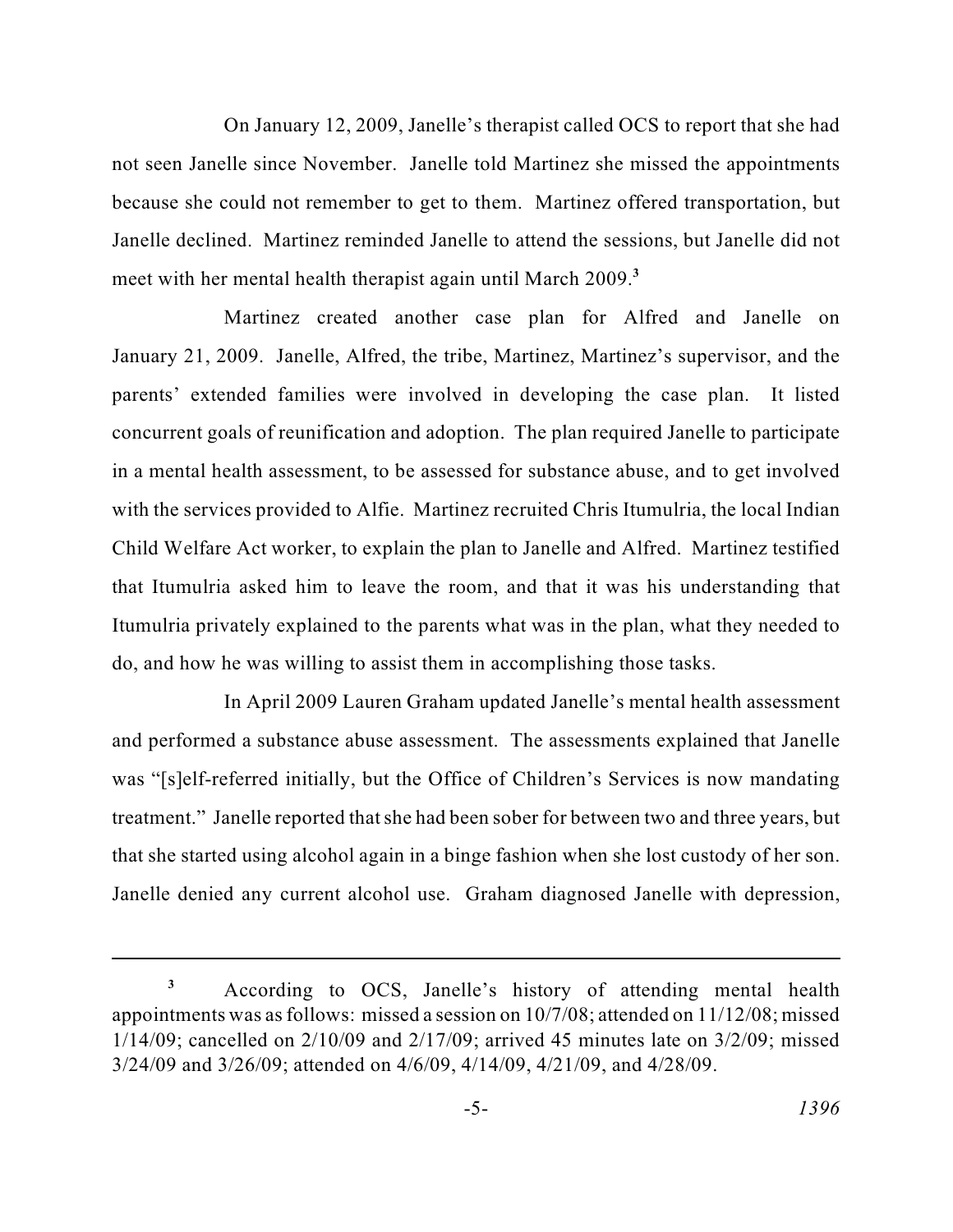On January 12, 2009, Janelle's therapist called OCS to report that she had not seen Janelle since November. Janelle told Martinez she missed the appointments because she could not remember to get to them. Martinez offered transportation, but Janelle declined. Martinez reminded Janelle to attend the sessions, but Janelle did not meet with her mental health therapist again until March 2009.[3]

Martinez created another case plan for Alfred and Janelle on January 21, 2009. Janelle, Alfred, the tribe, Martinez, Martinez's supervisor, and the parents' extended families were involved in developing the case plan. It listed concurrent goals of reunification and adoption. The plan required Janelle to participate in a mental health assessment, to be assessed for substance abuse, and to get involved with the services provided to Alfie. Martinez recruited Chris Itumulria, the local Indian Child Welfare Act worker, to explain the plan to Janelle and Alfred. Martinez testified that Itumulria asked him to leave the room, and that it was his understanding that Itumulria privately explained to the parents what was in the plan, what they needed to do, and how he was willing to assist them in accomplishing those tasks.

In April 2009 Lauren Graham updated Janelle's mental health assessment and performed a substance abuse assessment. The assessments explained that Janelle was "[s]elf-referred initially, but the Office of Children's Services is now mandating treatment." Janelle reported that she had been sober for between two and three years, but that she started using alcohol again in a binge fashion when she lost custody of her son. Janelle denied any current alcohol use. Graham diagnosed Janelle with depression,

---

[3] According to OCS, Janelle's history of attending mental health appointments was as follows: missed a session on 10/7/08; attended on 11/12/08; missed 1/14/09; cancelled on 2/10/09 and 2/17/09; arrived 45 minutes late on 3/2/09; missed 3/24/09 and 3/26/09; attended on 4/6/09, 4/14/09, 4/21/09, and 4/28/09.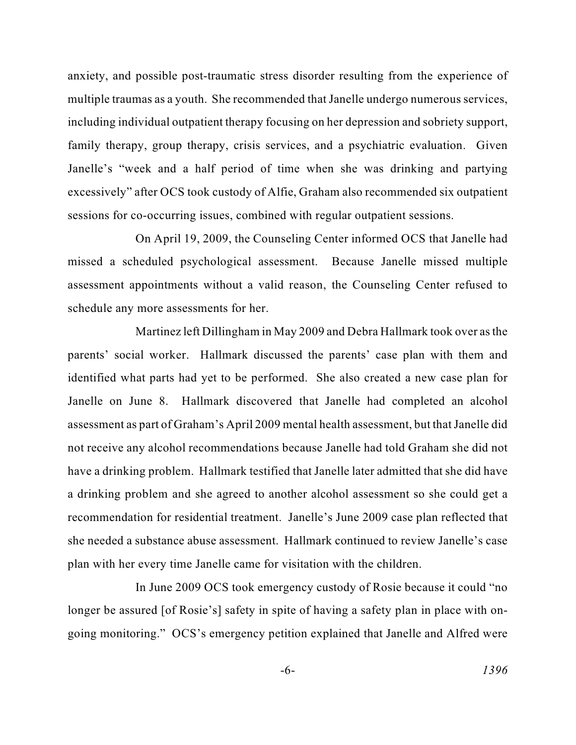anxiety, and possible post-traumatic stress disorder resulting from the experience of multiple traumas as a youth. She recommended that Janelle undergo numerous services, including individual outpatient therapy focusing on her depression and sobriety support, family therapy, group therapy, crisis services, and a psychiatric evaluation. Given Janelle's "week and a half period of time when she was drinking and partying excessively" after OCS took custody of Alfie, Graham also recommended six outpatient sessions for co-occurring issues, combined with regular outpatient sessions.

On April 19, 2009, the Counseling Center informed OCS that Janelle had missed a scheduled psychological assessment. Because Janelle missed multiple assessment appointments without a valid reason, the Counseling Center refused to schedule any more assessments for her.

Martinez left Dillingham in May 2009 and Debra Hallmark took over as the parents' social worker. Hallmark discussed the parents' case plan with them and identified what parts had yet to be performed. She also created a new case plan for Janelle on June 8. Hallmark discovered that Janelle had completed an alcohol assessment as part of Graham's April 2009 mental health assessment, but that Janelle did not receive any alcohol recommendations because Janelle had told Graham she did not have a drinking problem. Hallmark testified that Janelle later admitted that she did have a drinking problem and she agreed to another alcohol assessment so she could get a recommendation for residential treatment. Janelle's June 2009 case plan reflected that she needed a substance abuse assessment. Hallmark continued to review Janelle's case plan with her every time Janelle came for visitation with the children.

In June 2009 OCS took emergency custody of Rosie because it could "no longer be assured [of Rosie's] safety in spite of having a safety plan in place with on-going monitoring." OCS's emergency petition explained that Janelle and Alfred were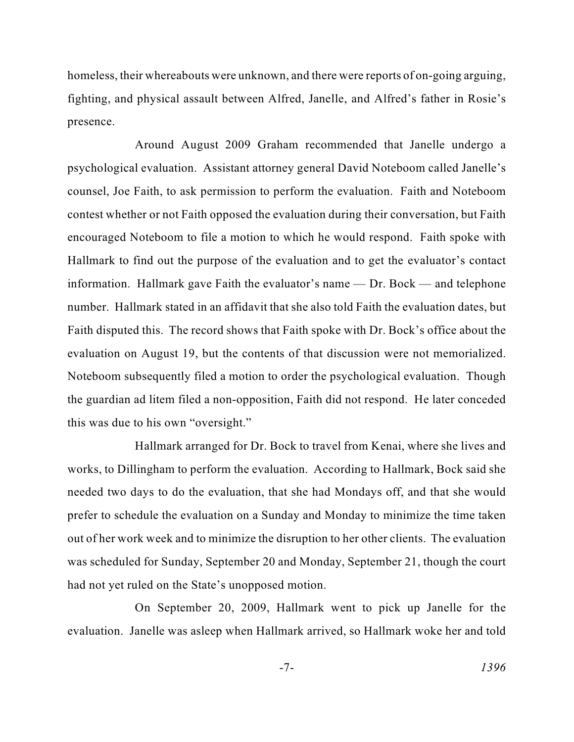homeless, their whereabouts were unknown, and there were reports of on-going arguing, fighting, and physical assault between Alfred, Janelle, and Alfred's father in Rosie's presence.

Around August 2009 Graham recommended that Janelle undergo a psychological evaluation. Assistant attorney general David Noteboom called Janelle's counsel, Joe Faith, to ask permission to perform the evaluation. Faith and Noteboom contest whether or not Faith opposed the evaluation during their conversation, but Faith encouraged Noteboom to file a motion to which he would respond. Faith spoke with Hallmark to find out the purpose of the evaluation and to get the evaluator's contact information. Hallmark gave Faith the evaluator's name — Dr. Bock — and telephone number. Hallmark stated in an affidavit that she also told Faith the evaluation dates, but Faith disputed this. The record shows that Faith spoke with Dr. Bock's office about the evaluation on August 19, but the contents of that discussion were not memorialized. Noteboom subsequently filed a motion to order the psychological evaluation. Though the guardian ad litem filed a non-opposition, Faith did not respond. He later conceded this was due to his own "oversight."

Hallmark arranged for Dr. Bock to travel from Kenai, where she lives and works, to Dillingham to perform the evaluation. According to Hallmark, Bock said she needed two days to do the evaluation, that she had Mondays off, and that she would prefer to schedule the evaluation on a Sunday and Monday to minimize the time taken out of her work week and to minimize the disruption to her other clients. The evaluation was scheduled for Sunday, September 20 and Monday, September 21, though the court had not yet ruled on the State's unopposed motion.

On September 20, 2009, Hallmark went to pick up Janelle for the evaluation. Janelle was asleep when Hallmark arrived, so Hallmark woke her and told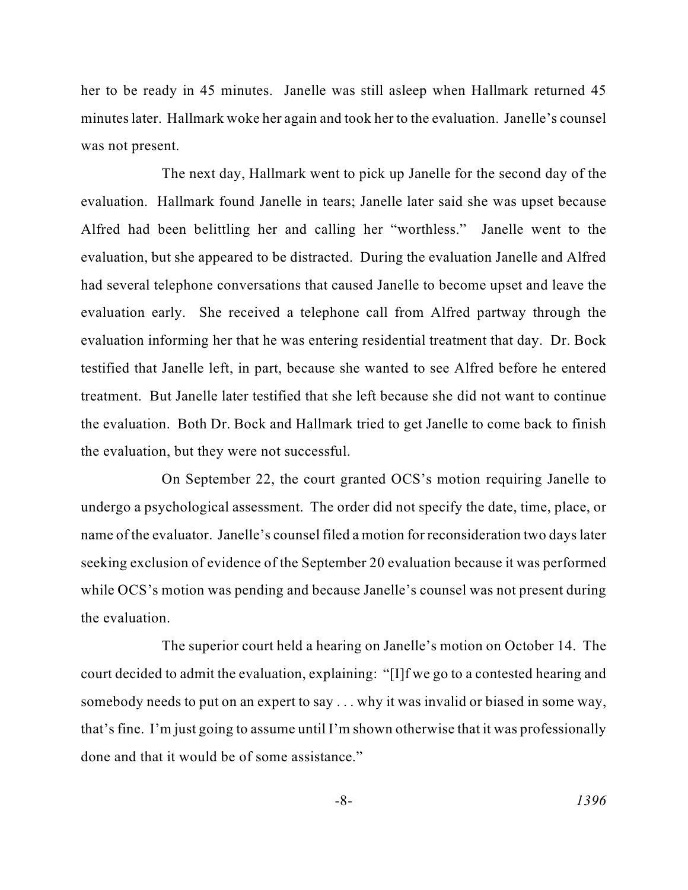her to be ready in 45 minutes. Janelle was still asleep when Hallmark returned 45 minutes later. Hallmark woke her again and took her to the evaluation. Janelle's counsel was not present.

The next day, Hallmark went to pick up Janelle for the second day of the evaluation. Hallmark found Janelle in tears; Janelle later said she was upset because Alfred had been belittling her and calling her "worthless." Janelle went to the evaluation, but she appeared to be distracted. During the evaluation Janelle and Alfred had several telephone conversations that caused Janelle to become upset and leave the evaluation early. She received a telephone call from Alfred partway through the evaluation informing her that he was entering residential treatment that day. Dr. Bock testified that Janelle left, in part, because she wanted to see Alfred before he entered treatment. But Janelle later testified that she left because she did not want to continue the evaluation. Both Dr. Bock and Hallmark tried to get Janelle to come back to finish the evaluation, but they were not successful.

On September 22, the court granted OCS's motion requiring Janelle to undergo a psychological assessment. The order did not specify the date, time, place, or name of the evaluator. Janelle's counsel filed a motion for reconsideration two days later seeking exclusion of evidence of the September 20 evaluation because it was performed while OCS's motion was pending and because Janelle's counsel was not present during the evaluation.

The superior court held a hearing on Janelle's motion on October 14. The court decided to admit the evaluation, explaining: "[I]f we go to a contested hearing and somebody needs to put on an expert to say . . . why it was invalid or biased in some way, that's fine. I'm just going to assume until I'm shown otherwise that it was professionally done and that it would be of some assistance."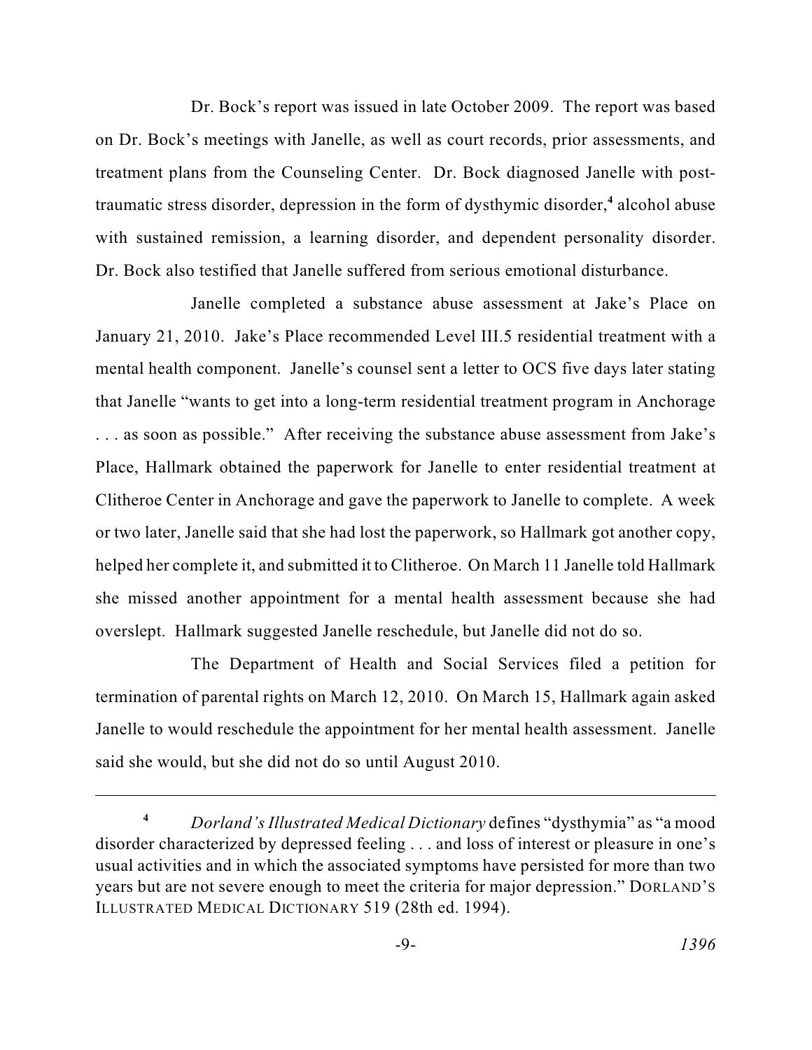Dr. Bock's report was issued in late October 2009. The report was based on Dr. Bock's meetings with Janelle, as well as court records, prior assessments, and treatment plans from the Counseling Center. Dr. Bock diagnosed Janelle with post-traumatic stress disorder, depression in the form of dysthymic disorder,[4] alcohol abuse with sustained remission, a learning disorder, and dependent personality disorder. Dr. Bock also testified that Janelle suffered from serious emotional disturbance.

Janelle completed a substance abuse assessment at Jake's Place on January 21, 2010. Jake's Place recommended Level III.5 residential treatment with a mental health component. Janelle's counsel sent a letter to OCS five days later stating that Janelle "wants to get into a long-term residential treatment program in Anchorage . . . as soon as possible." After receiving the substance abuse assessment from Jake's Place, Hallmark obtained the paperwork for Janelle to enter residential treatment at Clitheroe Center in Anchorage and gave the paperwork to Janelle to complete. A week or two later, Janelle said that she had lost the paperwork, so Hallmark got another copy, helped her complete it, and submitted it to Clitheroe. On March 11 Janelle told Hallmark she missed another appointment for a mental health assessment because she had overslept. Hallmark suggested Janelle reschedule, but Janelle did not do so.

The Department of Health and Social Services filed a petition for termination of parental rights on March 12, 2010. On March 15, Hallmark again asked Janelle to would reschedule the appointment for her mental health assessment. Janelle said she would, but she did not do so until August 2010.

---

[4] *Dorland's Illustrated Medical Dictionary* defines "dysthymia" as "a mood disorder characterized by depressed feeling . . . and loss of interest or pleasure in one's usual activities and in which the associated symptoms have persisted for more than two years but are not severe enough to meet the criteria for major depression." DORLAND'S ILLUSTRATED MEDICAL DICTIONARY 519 (28th ed. 1994).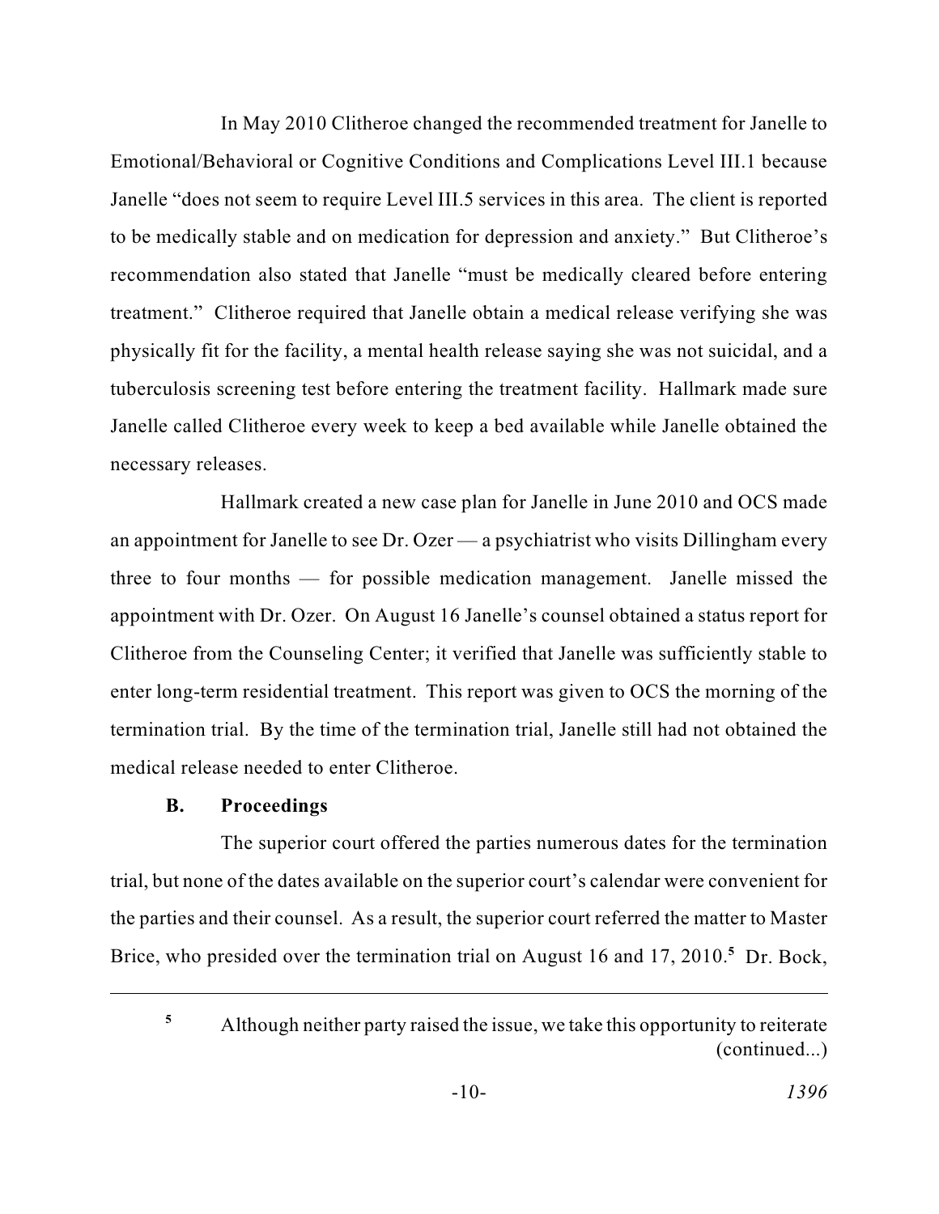In May 2010 Clitheroe changed the recommended treatment for Janelle to Emotional/Behavioral or Cognitive Conditions and Complications Level III.1 because Janelle "does not seem to require Level III.5 services in this area. The client is reported to be medically stable and on medication for depression and anxiety." But Clitheroe's recommendation also stated that Janelle "must be medically cleared before entering treatment." Clitheroe required that Janelle obtain a medical release verifying she was physically fit for the facility, a mental health release saying she was not suicidal, and a tuberculosis screening test before entering the treatment facility. Hallmark made sure Janelle called Clitheroe every week to keep a bed available while Janelle obtained the necessary releases.

Hallmark created a new case plan for Janelle in June 2010 and OCS made an appointment for Janelle to see Dr. Ozer — a psychiatrist who visits Dillingham every three to four months — for possible medication management. Janelle missed the appointment with Dr. Ozer. On August 16 Janelle's counsel obtained a status report for Clitheroe from the Counseling Center; it verified that Janelle was sufficiently stable to enter long-term residential treatment. This report was given to OCS the morning of the termination trial. By the time of the termination trial, Janelle still had not obtained the medical release needed to enter Clitheroe.

### B. Proceedings

The superior court offered the parties numerous dates for the termination trial, but none of the dates available on the superior court's calendar were convenient for the parties and their counsel. As a result, the superior court referred the matter to Master Brice, who presided over the termination trial on August 16 and 17, 2010.[5] Dr. Bock,

---

[5] Although neither party raised the issue, we take this opportunity to reiterate (continued...)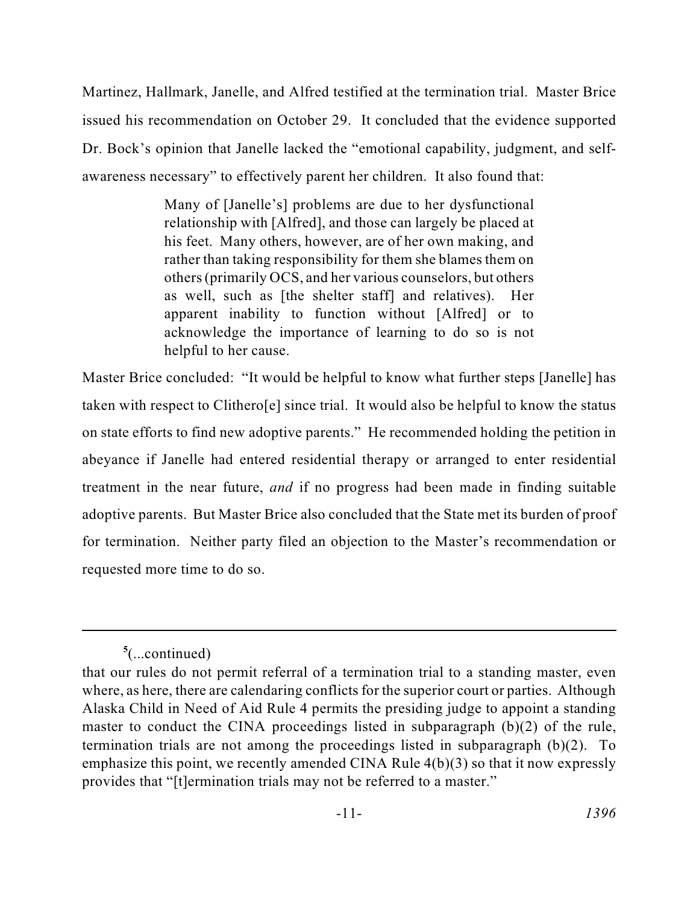Martinez, Hallmark, Janelle, and Alfred testified at the termination trial. Master Brice issued his recommendation on October 29. It concluded that the evidence supported Dr. Bock's opinion that Janelle lacked the "emotional capability, judgment, and self-awareness necessary" to effectively parent her children. It also found that:

> Many of [Janelle's] problems are due to her dysfunctional relationship with [Alfred], and those can largely be placed at his feet. Many others, however, are of her own making, and rather than taking responsibility for them she blames them on others (primarily OCS, and her various counselors, but others as well, such as [the shelter staff] and relatives). Her apparent inability to function without [Alfred] or to acknowledge the importance of learning to do so is not helpful to her cause.

Master Brice concluded: "It would be helpful to know what further steps [Janelle] has taken with respect to Clithero[e] since trial. It would also be helpful to know the status on state efforts to find new adoptive parents." He recommended holding the petition in abeyance if Janelle had entered residential therapy or arranged to enter residential treatment in the near future, *and* if no progress had been made in finding suitable adoptive parents. But Master Brice also concluded that the State met its burden of proof for termination. Neither party filed an objection to the Master's recommendation or requested more time to do so.

---

[5](...continued)

that our rules do not permit referral of a termination trial to a standing master, even where, as here, there are calendaring conflicts for the superior court or parties. Although Alaska Child in Need of Aid Rule 4 permits the presiding judge to appoint a standing master to conduct the CINA proceedings listed in subparagraph (b)(2) of the rule, termination trials are not among the proceedings listed in subparagraph (b)(2). To emphasize this point, we recently amended CINA Rule 4(b)(3) so that it now expressly provides that "[t]ermination trials may not be referred to a master."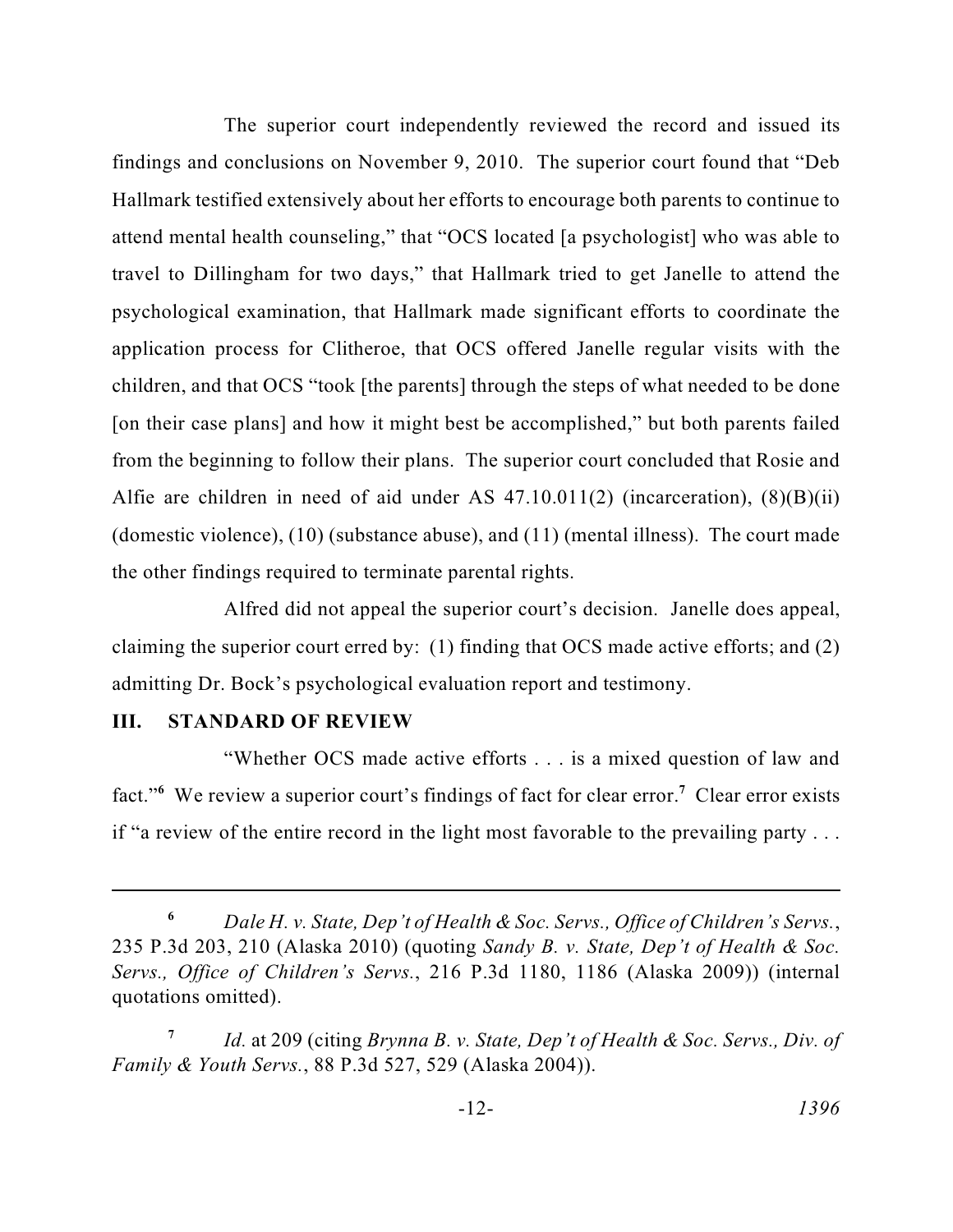The superior court independently reviewed the record and issued its findings and conclusions on November 9, 2010. The superior court found that "Deb Hallmark testified extensively about her efforts to encourage both parents to continue to attend mental health counseling," that "OCS located [a psychologist] who was able to travel to Dillingham for two days," that Hallmark tried to get Janelle to attend the psychological examination, that Hallmark made significant efforts to coordinate the application process for Clitheroe, that OCS offered Janelle regular visits with the children, and that OCS "took [the parents] through the steps of what needed to be done [on their case plans] and how it might best be accomplished," but both parents failed from the beginning to follow their plans. The superior court concluded that Rosie and Alfie are children in need of aid under AS 47.10.011(2) (incarceration), (8)(B)(ii) (domestic violence), (10) (substance abuse), and (11) (mental illness). The court made the other findings required to terminate parental rights.

Alfred did not appeal the superior court's decision. Janelle does appeal, claiming the superior court erred by: (1) finding that OCS made active efforts; and (2) admitting Dr. Bock's psychological evaluation report and testimony.

## III. STANDARD OF REVIEW

"Whether OCS made active efforts . . . is a mixed question of law and fact."[6] We review a superior court's findings of fact for clear error.[7] Clear error exists if "a review of the entire record in the light most favorable to the prevailing party . . .

---

[6] *Dale H. v. State, Dep't of Health & Soc. Servs., Office of Children's Servs.*, 235 P.3d 203, 210 (Alaska 2010) (quoting *Sandy B. v. State, Dep't of Health & Soc. Servs., Office of Children's Servs.*, 216 P.3d 1180, 1186 (Alaska 2009)) (internal quotations omitted).

[7] *Id.* at 209 (citing *Brynna B. v. State, Dep't of Health & Soc. Servs., Div. of Family & Youth Servs.*, 88 P.3d 527, 529 (Alaska 2004)).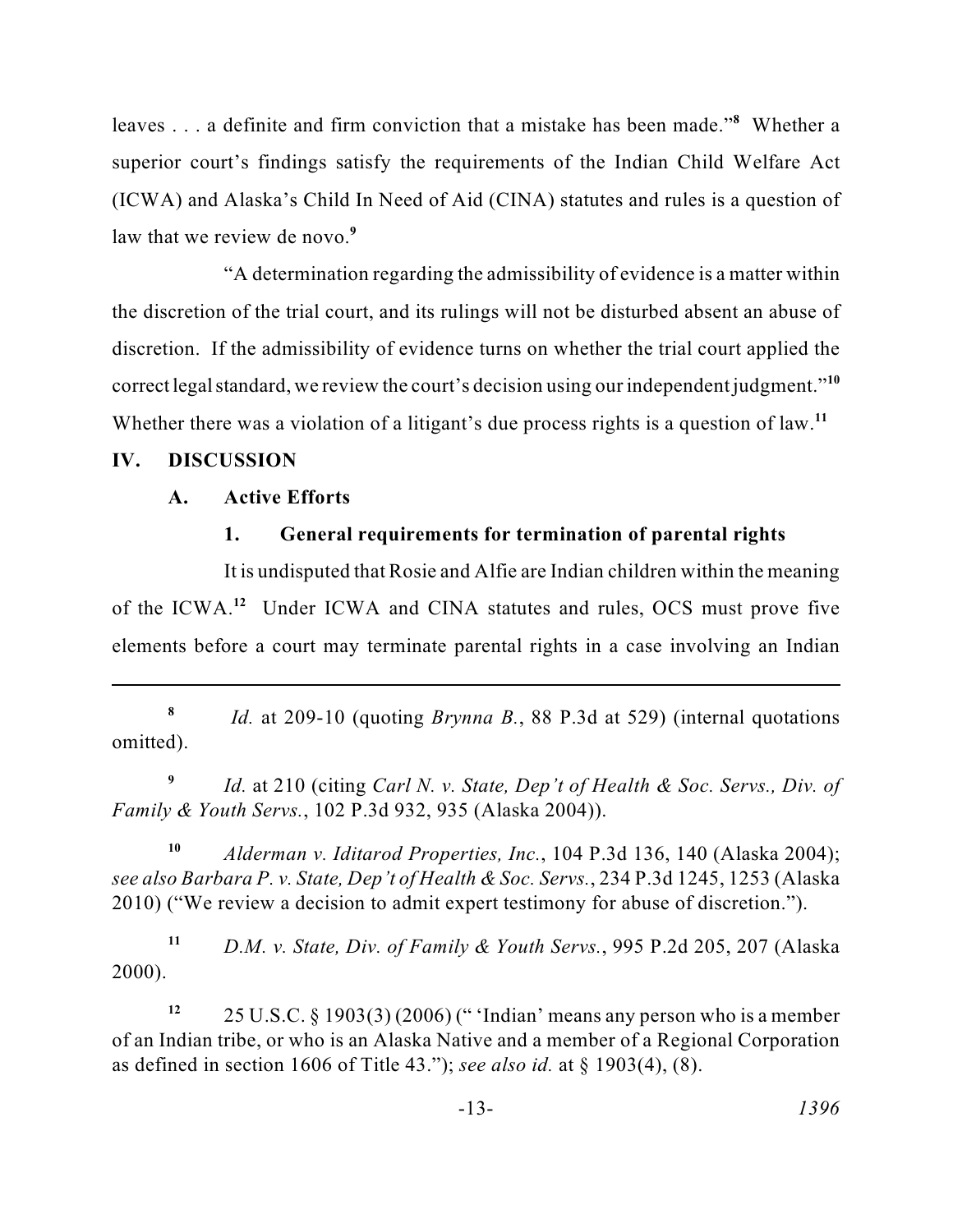leaves . . . a definite and firm conviction that a mistake has been made."[8] Whether a superior court's findings satisfy the requirements of the Indian Child Welfare Act (ICWA) and Alaska's Child In Need of Aid (CINA) statutes and rules is a question of law that we review de novo.[9]

"A determination regarding the admissibility of evidence is a matter within the discretion of the trial court, and its rulings will not be disturbed absent an abuse of discretion. If the admissibility of evidence turns on whether the trial court applied the correct legal standard, we review the court's decision using our independent judgment."[10] Whether there was a violation of a litigant's due process rights is a question of law.[11]

## IV. DISCUSSION

### A. Active Efforts

#### 1. General requirements for termination of parental rights

It is undisputed that Rosie and Alfie are Indian children within the meaning of the ICWA.[12] Under ICWA and CINA statutes and rules, OCS must prove five elements before a court may terminate parental rights in a case involving an Indian

---

[8] *Id.* at 209-10 (quoting *Brynna B.*, 88 P.3d at 529) (internal quotations omitted).

[9] *Id.* at 210 (citing *Carl N. v. State, Dep't of Health & Soc. Servs., Div. of Family & Youth Servs.*, 102 P.3d 932, 935 (Alaska 2004)).

[10] *Alderman v. Iditarod Properties, Inc.*, 104 P.3d 136, 140 (Alaska 2004); *see also Barbara P. v. State, Dep't of Health & Soc. Servs.*, 234 P.3d 1245, 1253 (Alaska 2010) ("We review a decision to admit expert testimony for abuse of discretion.").

[11] *D.M. v. State, Div. of Family & Youth Servs.*, 995 P.2d 205, 207 (Alaska 2000).

[12] 25 U.S.C. § 1903(3) (2006) (" 'Indian' means any person who is a member of an Indian tribe, or who is an Alaska Native and a member of a Regional Corporation as defined in section 1606 of Title 43."); *see also id.* at § 1903(4), (8).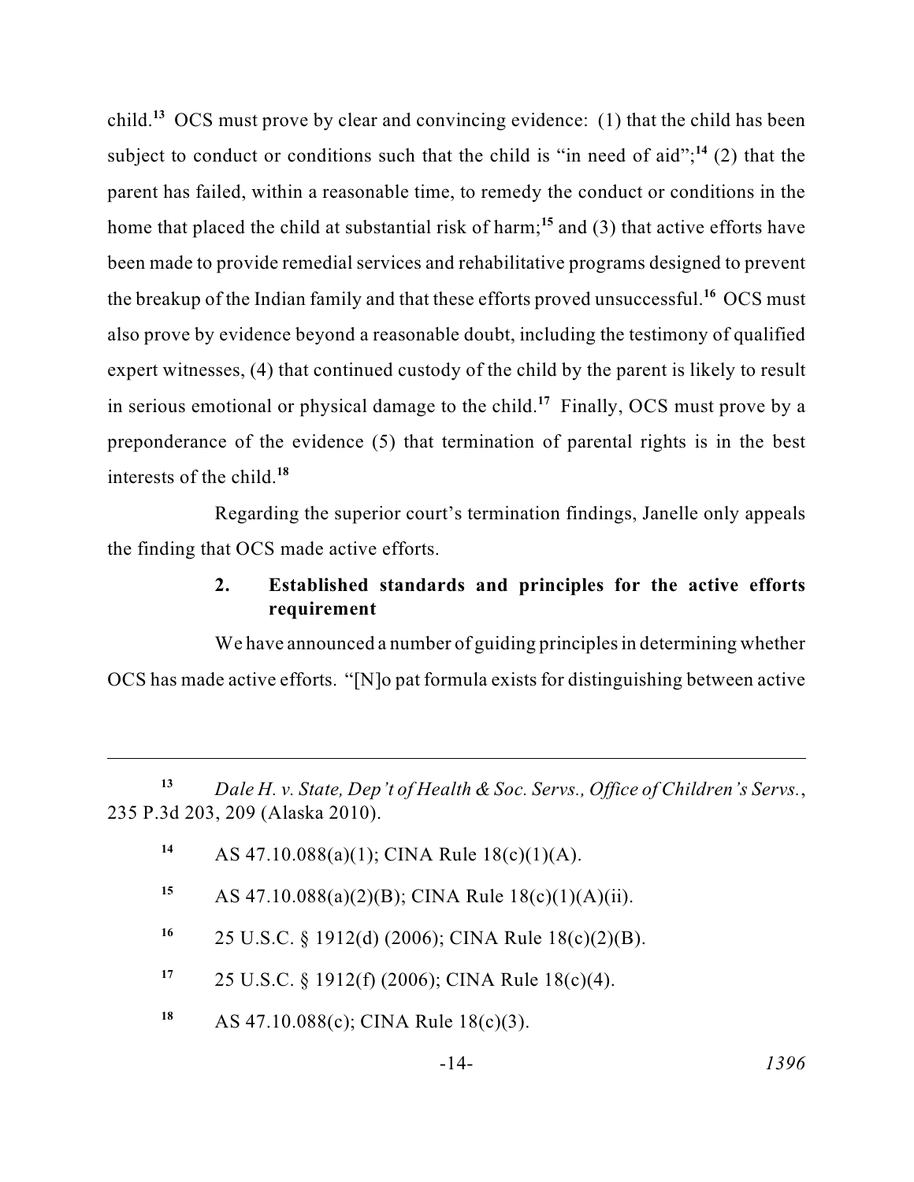child.[13] OCS must prove by clear and convincing evidence: (1) that the child has been subject to conduct or conditions such that the child is "in need of aid";[14] (2) that the parent has failed, within a reasonable time, to remedy the conduct or conditions in the home that placed the child at substantial risk of harm;[15] and (3) that active efforts have been made to provide remedial services and rehabilitative programs designed to prevent the breakup of the Indian family and that these efforts proved unsuccessful.[16] OCS must also prove by evidence beyond a reasonable doubt, including the testimony of qualified expert witnesses, (4) that continued custody of the child by the parent is likely to result in serious emotional or physical damage to the child.[17] Finally, OCS must prove by a preponderance of the evidence (5) that termination of parental rights is in the best interests of the child.[18]

Regarding the superior court's termination findings, Janelle only appeals the finding that OCS made active efforts.

### 2. Established standards and principles for the active efforts requirement

We have announced a number of guiding principles in determining whether OCS has made active efforts. "[N]o pat formula exists for distinguishing between active

---

[13] *Dale H. v. State, Dep't of Health & Soc. Servs., Office of Children's Servs.*, 235 P.3d 203, 209 (Alaska 2010).

[14] AS 47.10.088(a)(1); CINA Rule 18(c)(1)(A).

[15] AS 47.10.088(a)(2)(B); CINA Rule 18(c)(1)(A)(ii).

[16] 25 U.S.C. § 1912(d) (2006); CINA Rule 18(c)(2)(B).

[17] 25 U.S.C. § 1912(f) (2006); CINA Rule 18(c)(4).

[18] AS 47.10.088(c); CINA Rule 18(c)(3).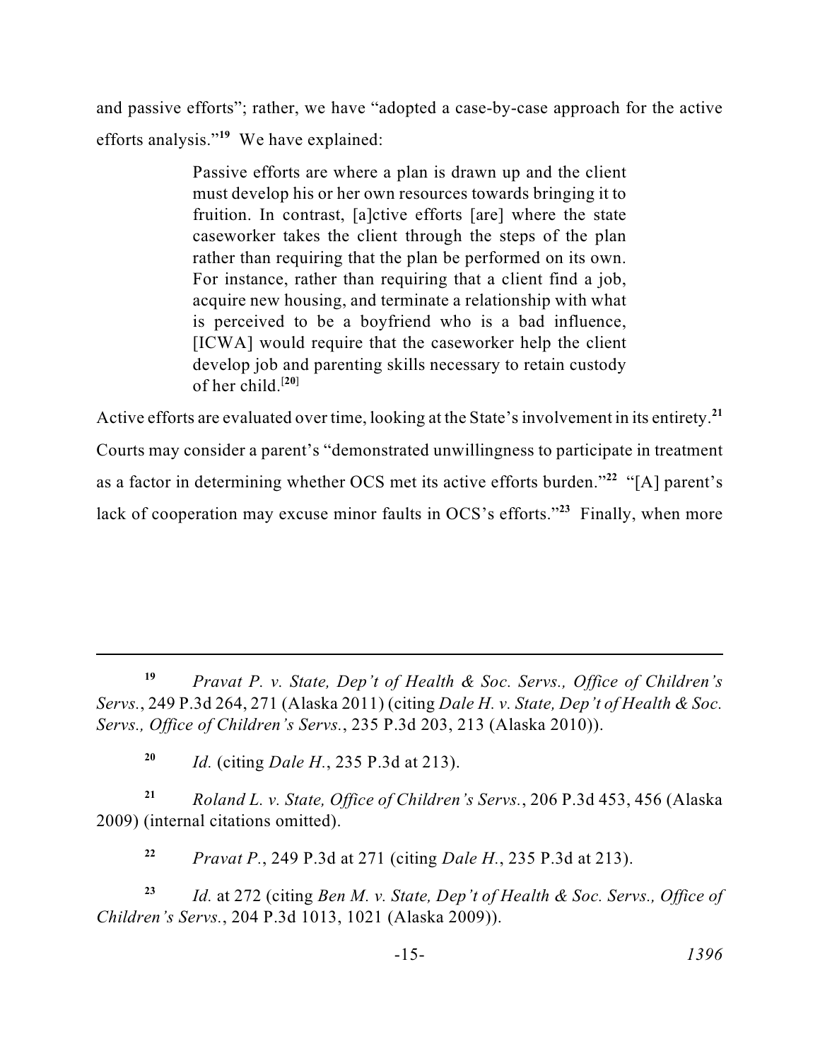and passive efforts"; rather, we have "adopted a case-by-case approach for the active efforts analysis."[19] We have explained:

> Passive efforts are where a plan is drawn up and the client must develop his or her own resources towards bringing it to fruition. In contrast, [a]ctive efforts [are] where the state caseworker takes the client through the steps of the plan rather than requiring that the plan be performed on its own. For instance, rather than requiring that a client find a job, acquire new housing, and terminate a relationship with what is perceived to be a boyfriend who is a bad influence, [ICWA] would require that the caseworker help the client develop job and parenting skills necessary to retain custody of her child.[20]

Active efforts are evaluated over time, looking at the State's involvement in its entirety.[21] Courts may consider a parent's "demonstrated unwillingness to participate in treatment as a factor in determining whether OCS met its active efforts burden."[22] "[A] parent's lack of cooperation may excuse minor faults in OCS's efforts."[23] Finally, when more

---

[19] *Pravat P. v. State, Dep't of Health & Soc. Servs., Office of Children's Servs.*, 249 P.3d 264, 271 (Alaska 2011) (citing *Dale H. v. State, Dep't of Health & Soc. Servs., Office of Children's Servs.*, 235 P.3d 203, 213 (Alaska 2010)).

[20] *Id.* (citing *Dale H.*, 235 P.3d at 213).

[21] *Roland L. v. State, Office of Children's Servs.*, 206 P.3d 453, 456 (Alaska 2009) (internal citations omitted).

[22] *Pravat P.*, 249 P.3d at 271 (citing *Dale H.*, 235 P.3d at 213).

[23] *Id.* at 272 (citing *Ben M. v. State, Dep't of Health & Soc. Servs., Office of Children's Servs.*, 204 P.3d 1013, 1021 (Alaska 2009)).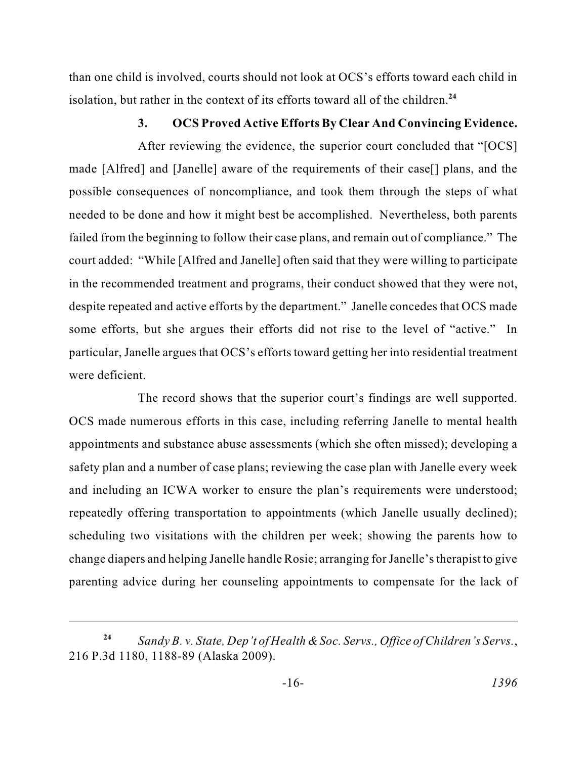than one child is involved, courts should not look at OCS's efforts toward each child in isolation, but rather in the context of its efforts toward all of the children.[24]

### 3. OCS Proved Active Efforts By Clear And Convincing Evidence.

After reviewing the evidence, the superior court concluded that "[OCS] made [Alfred] and [Janelle] aware of the requirements of their case[] plans, and the possible consequences of noncompliance, and took them through the steps of what needed to be done and how it might best be accomplished. Nevertheless, both parents failed from the beginning to follow their case plans, and remain out of compliance." The court added: "While [Alfred and Janelle] often said that they were willing to participate in the recommended treatment and programs, their conduct showed that they were not, despite repeated and active efforts by the department." Janelle concedes that OCS made some efforts, but she argues their efforts did not rise to the level of "active." In particular, Janelle argues that OCS's efforts toward getting her into residential treatment were deficient.

The record shows that the superior court's findings are well supported. OCS made numerous efforts in this case, including referring Janelle to mental health appointments and substance abuse assessments (which she often missed); developing a safety plan and a number of case plans; reviewing the case plan with Janelle every week and including an ICWA worker to ensure the plan's requirements were understood; repeatedly offering transportation to appointments (which Janelle usually declined); scheduling two visitations with the children per week; showing the parents how to change diapers and helping Janelle handle Rosie; arranging for Janelle's therapist to give parenting advice during her counseling appointments to compensate for the lack of

---

[24] *Sandy B. v. State, Dep't of Health & Soc. Servs., Office of Children's Servs.*, 216 P.3d 1180, 1188-89 (Alaska 2009).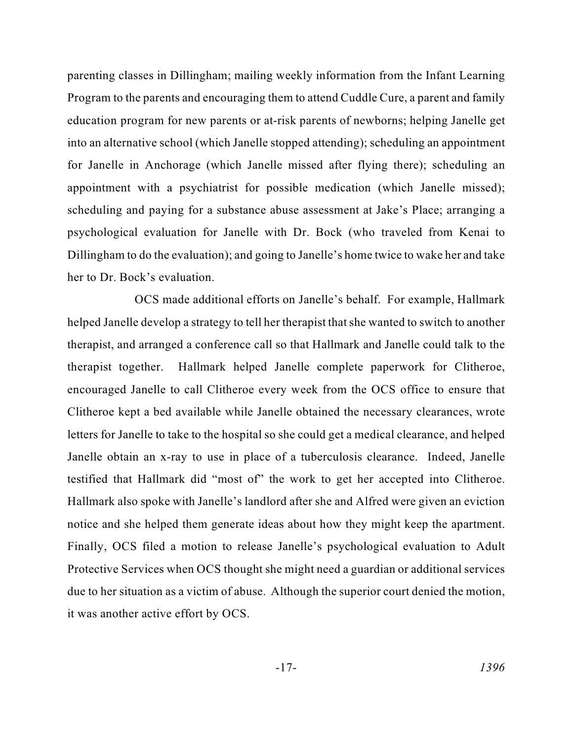parenting classes in Dillingham; mailing weekly information from the Infant Learning Program to the parents and encouraging them to attend Cuddle Cure, a parent and family education program for new parents or at-risk parents of newborns; helping Janelle get into an alternative school (which Janelle stopped attending); scheduling an appointment for Janelle in Anchorage (which Janelle missed after flying there); scheduling an appointment with a psychiatrist for possible medication (which Janelle missed); scheduling and paying for a substance abuse assessment at Jake's Place; arranging a psychological evaluation for Janelle with Dr. Bock (who traveled from Kenai to Dillingham to do the evaluation); and going to Janelle's home twice to wake her and take her to Dr. Bock's evaluation.

OCS made additional efforts on Janelle's behalf. For example, Hallmark helped Janelle develop a strategy to tell her therapist that she wanted to switch to another therapist, and arranged a conference call so that Hallmark and Janelle could talk to the therapist together. Hallmark helped Janelle complete paperwork for Clitheroe, encouraged Janelle to call Clitheroe every week from the OCS office to ensure that Clitheroe kept a bed available while Janelle obtained the necessary clearances, wrote letters for Janelle to take to the hospital so she could get a medical clearance, and helped Janelle obtain an x-ray to use in place of a tuberculosis clearance. Indeed, Janelle testified that Hallmark did "most of" the work to get her accepted into Clitheroe. Hallmark also spoke with Janelle's landlord after she and Alfred were given an eviction notice and she helped them generate ideas about how they might keep the apartment. Finally, OCS filed a motion to release Janelle's psychological evaluation to Adult Protective Services when OCS thought she might need a guardian or additional services due to her situation as a victim of abuse. Although the superior court denied the motion, it was another active effort by OCS.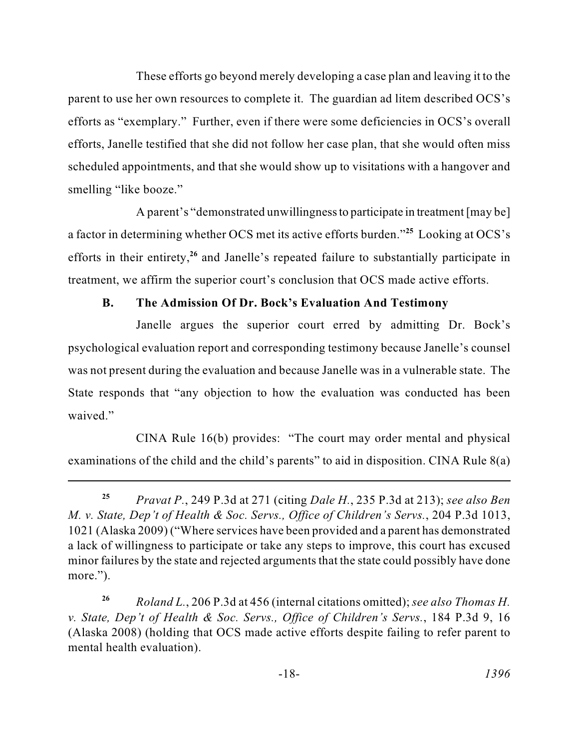These efforts go beyond merely developing a case plan and leaving it to the parent to use her own resources to complete it. The guardian ad litem described OCS's efforts as "exemplary." Further, even if there were some deficiencies in OCS's overall efforts, Janelle testified that she did not follow her case plan, that she would often miss scheduled appointments, and that she would show up to visitations with a hangover and smelling "like booze."

A parent's "demonstrated unwillingness to participate in treatment [may be] a factor in determining whether OCS met its active efforts burden."[25] Looking at OCS's efforts in their entirety,[26] and Janelle's repeated failure to substantially participate in treatment, we affirm the superior court's conclusion that OCS made active efforts.

### B. The Admission Of Dr. Bock's Evaluation And Testimony

Janelle argues the superior court erred by admitting Dr. Bock's psychological evaluation report and corresponding testimony because Janelle's counsel was not present during the evaluation and because Janelle was in a vulnerable state. The State responds that "any objection to how the evaluation was conducted has been waived."

CINA Rule 16(b) provides: "The court may order mental and physical examinations of the child and the child's parents" to aid in disposition. CINA Rule 8(a)

---

[25] *Pravat P.*, 249 P.3d at 271 (citing *Dale H.*, 235 P.3d at 213); *see also Ben M. v. State, Dep't of Health & Soc. Servs., Office of Children's Servs.*, 204 P.3d 1013, 1021 (Alaska 2009) ("Where services have been provided and a parent has demonstrated a lack of willingness to participate or take any steps to improve, this court has excused minor failures by the state and rejected arguments that the state could possibly have done more.").

[26] *Roland L.*, 206 P.3d at 456 (internal citations omitted); *see also Thomas H. v. State, Dep't of Health & Soc. Servs., Office of Children's Servs.*, 184 P.3d 9, 16 (Alaska 2008) (holding that OCS made active efforts despite failing to refer parent to mental health evaluation).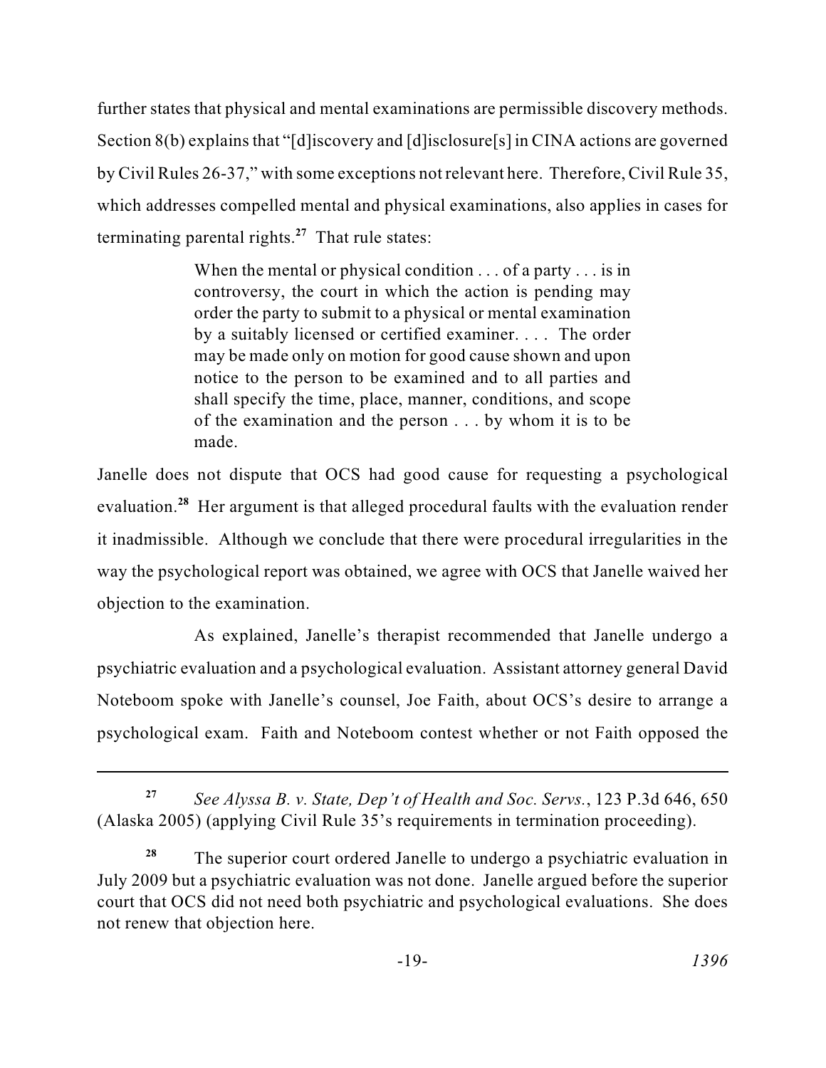further states that physical and mental examinations are permissible discovery methods. Section 8(b) explains that "[d]iscovery and [d]isclosure[s] in CINA actions are governed by Civil Rules 26-37," with some exceptions not relevant here. Therefore, Civil Rule 35, which addresses compelled mental and physical examinations, also applies in cases for terminating parental rights.[27] That rule states:

> When the mental or physical condition . . . of a party . . . is in controversy, the court in which the action is pending may order the party to submit to a physical or mental examination by a suitably licensed or certified examiner. . . . The order may be made only on motion for good cause shown and upon notice to the person to be examined and to all parties and shall specify the time, place, manner, conditions, and scope of the examination and the person . . . by whom it is to be made.

Janelle does not dispute that OCS had good cause for requesting a psychological evaluation.[28] Her argument is that alleged procedural faults with the evaluation render it inadmissible. Although we conclude that there were procedural irregularities in the way the psychological report was obtained, we agree with OCS that Janelle waived her objection to the examination.

As explained, Janelle's therapist recommended that Janelle undergo a psychiatric evaluation and a psychological evaluation. Assistant attorney general David Noteboom spoke with Janelle's counsel, Joe Faith, about OCS's desire to arrange a psychological exam. Faith and Noteboom contest whether or not Faith opposed the

---

[27] *See Alyssa B. v. State, Dep't of Health and Soc. Servs.*, 123 P.3d 646, 650 (Alaska 2005) (applying Civil Rule 35's requirements in termination proceeding).

[28] The superior court ordered Janelle to undergo a psychiatric evaluation in July 2009 but a psychiatric evaluation was not done. Janelle argued before the superior court that OCS did not need both psychiatric and psychological evaluations. She does not renew that objection here.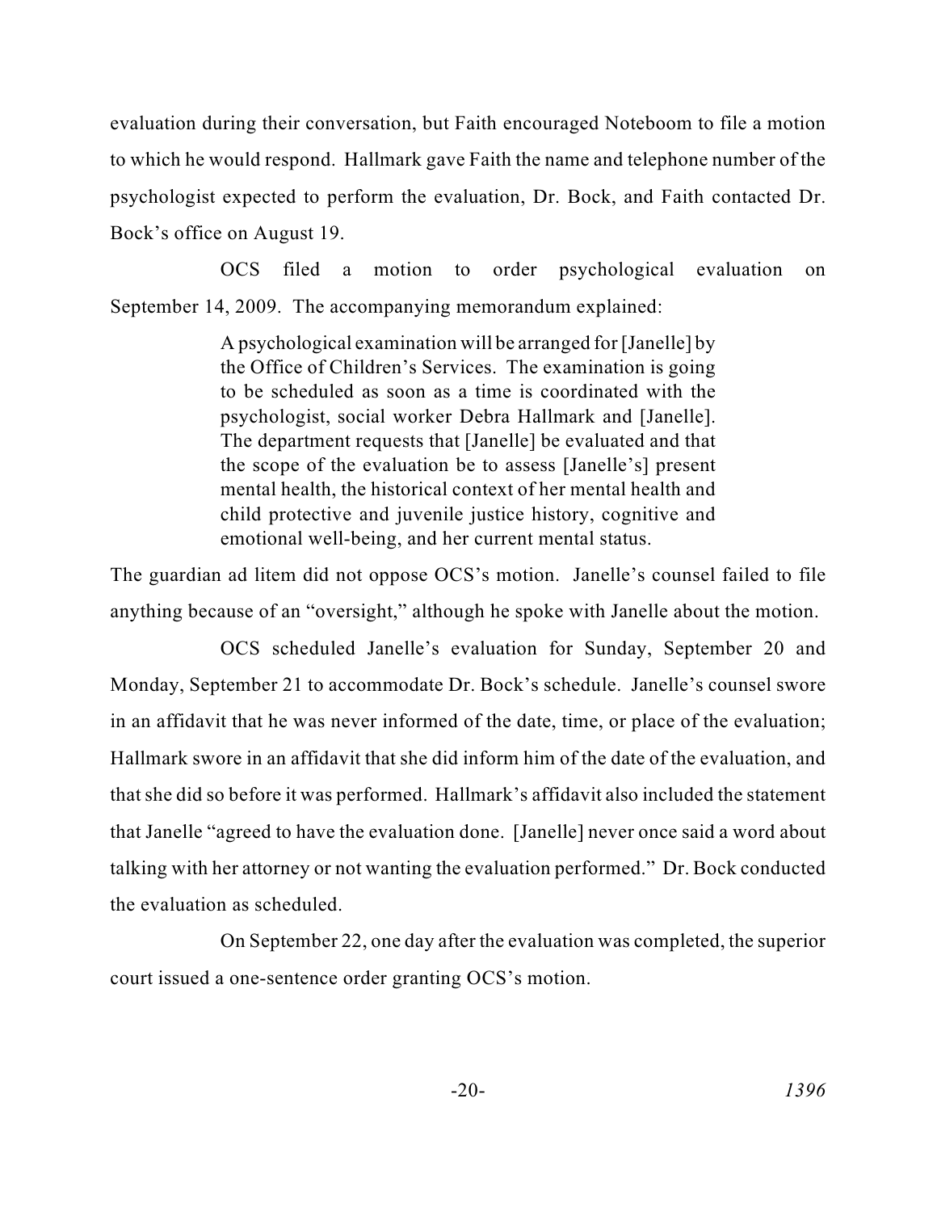evaluation during their conversation, but Faith encouraged Noteboom to file a motion to which he would respond. Hallmark gave Faith the name and telephone number of the psychologist expected to perform the evaluation, Dr. Bock, and Faith contacted Dr. Bock's office on August 19.

OCS filed a motion to order psychological evaluation on September 14, 2009. The accompanying memorandum explained:

> A psychological examination will be arranged for [Janelle] by the Office of Children's Services. The examination is going to be scheduled as soon as a time is coordinated with the psychologist, social worker Debra Hallmark and [Janelle]. The department requests that [Janelle] be evaluated and that the scope of the evaluation be to assess [Janelle's] present mental health, the historical context of her mental health and child protective and juvenile justice history, cognitive and emotional well-being, and her current mental status.

The guardian ad litem did not oppose OCS's motion. Janelle's counsel failed to file anything because of an "oversight," although he spoke with Janelle about the motion.

OCS scheduled Janelle's evaluation for Sunday, September 20 and Monday, September 21 to accommodate Dr. Bock's schedule. Janelle's counsel swore in an affidavit that he was never informed of the date, time, or place of the evaluation; Hallmark swore in an affidavit that she did inform him of the date of the evaluation, and that she did so before it was performed. Hallmark's affidavit also included the statement that Janelle "agreed to have the evaluation done. [Janelle] never once said a word about talking with her attorney or not wanting the evaluation performed." Dr. Bock conducted the evaluation as scheduled.

On September 22, one day after the evaluation was completed, the superior court issued a one-sentence order granting OCS's motion.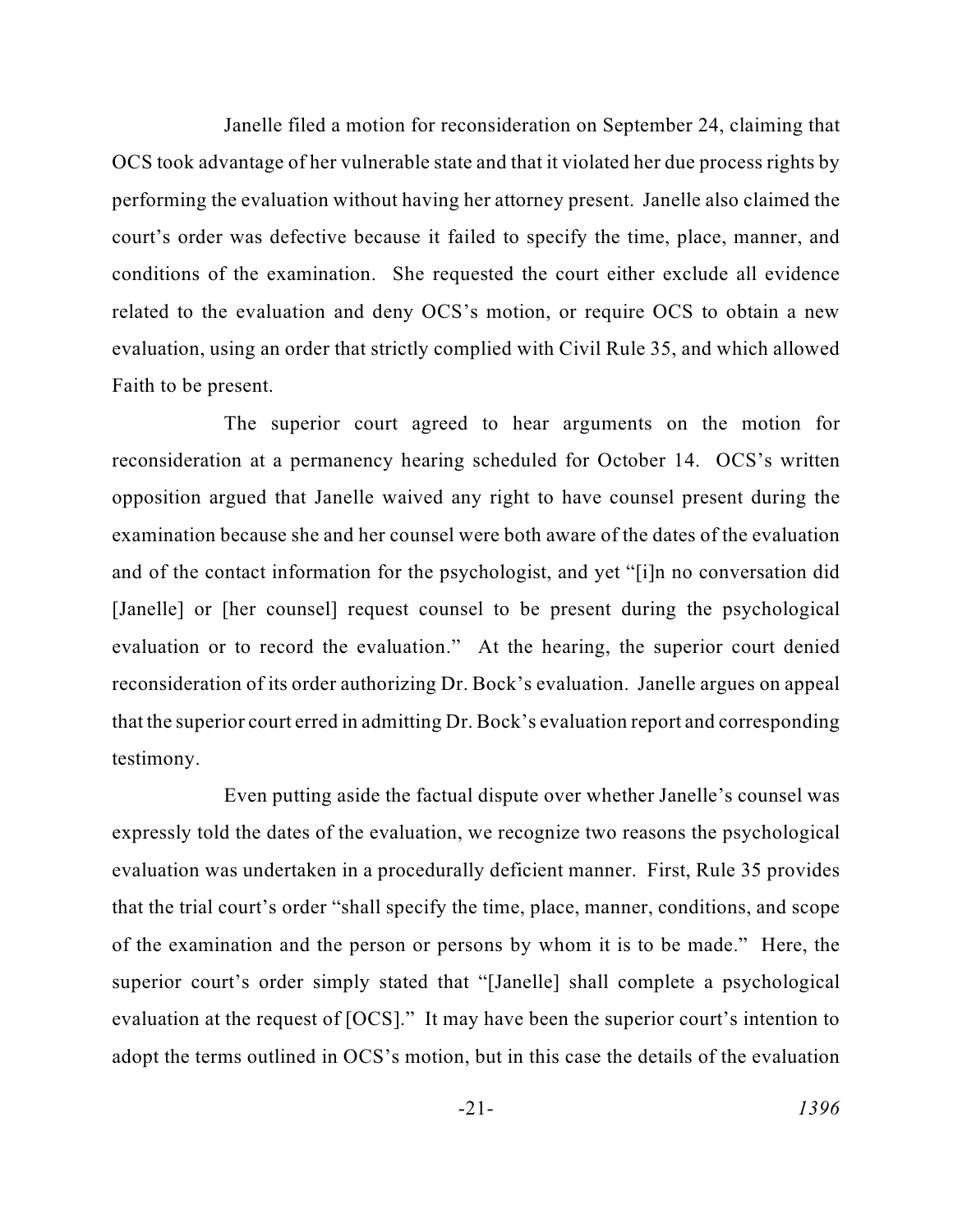Janelle filed a motion for reconsideration on September 24, claiming that OCS took advantage of her vulnerable state and that it violated her due process rights by performing the evaluation without having her attorney present. Janelle also claimed the court's order was defective because it failed to specify the time, place, manner, and conditions of the examination. She requested the court either exclude all evidence related to the evaluation and deny OCS's motion, or require OCS to obtain a new evaluation, using an order that strictly complied with Civil Rule 35, and which allowed Faith to be present.

The superior court agreed to hear arguments on the motion for reconsideration at a permanency hearing scheduled for October 14. OCS's written opposition argued that Janelle waived any right to have counsel present during the examination because she and her counsel were both aware of the dates of the evaluation and of the contact information for the psychologist, and yet "[i]n no conversation did [Janelle] or [her counsel] request counsel to be present during the psychological evaluation or to record the evaluation." At the hearing, the superior court denied reconsideration of its order authorizing Dr. Bock's evaluation. Janelle argues on appeal that the superior court erred in admitting Dr. Bock's evaluation report and corresponding testimony.

Even putting aside the factual dispute over whether Janelle's counsel was expressly told the dates of the evaluation, we recognize two reasons the psychological evaluation was undertaken in a procedurally deficient manner. First, Rule 35 provides that the trial court's order "shall specify the time, place, manner, conditions, and scope of the examination and the person or persons by whom it is to be made." Here, the superior court's order simply stated that "[Janelle] shall complete a psychological evaluation at the request of [OCS]." It may have been the superior court's intention to adopt the terms outlined in OCS's motion, but in this case the details of the evaluation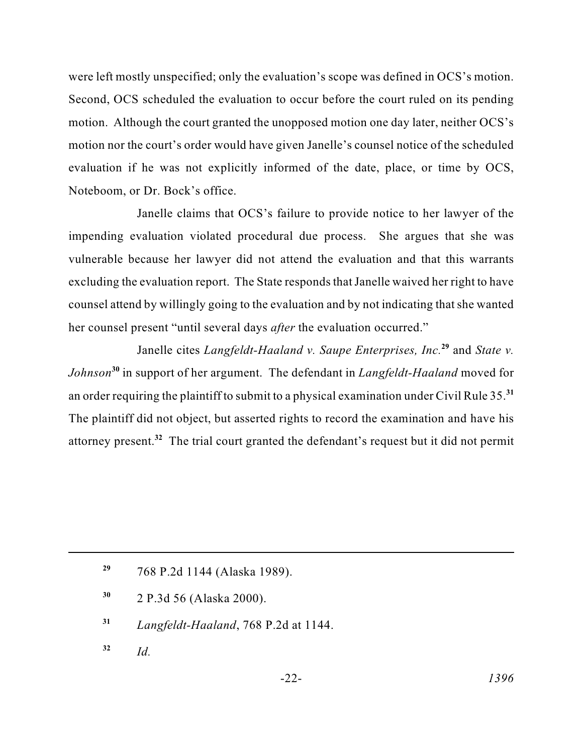were left mostly unspecified; only the evaluation's scope was defined in OCS's motion. Second, OCS scheduled the evaluation to occur before the court ruled on its pending motion. Although the court granted the unopposed motion one day later, neither OCS's motion nor the court's order would have given Janelle's counsel notice of the scheduled evaluation if he was not explicitly informed of the date, place, or time by OCS, Noteboom, or Dr. Bock's office.

Janelle claims that OCS's failure to provide notice to her lawyer of the impending evaluation violated procedural due process. She argues that she was vulnerable because her lawyer did not attend the evaluation and that this warrants excluding the evaluation report. The State responds that Janelle waived her right to have counsel attend by willingly going to the evaluation and by not indicating that she wanted her counsel present "until several days *after* the evaluation occurred."

Janelle cites *Langfeldt-Haaland v. Saupe Enterprises, Inc.*[29] and *State v. Johnson*[30] in support of her argument. The defendant in *Langfeldt-Haaland* moved for an order requiring the plaintiff to submit to a physical examination under Civil Rule 35.[31] The plaintiff did not object, but asserted rights to record the examination and have his attorney present.[32] The trial court granted the defendant's request but it did not permit

---

[29] 768 P.2d 1144 (Alaska 1989).

[30] 2 P.3d 56 (Alaska 2000).

[31] *Langfeldt-Haaland*, 768 P.2d at 1144.

[32] *Id.*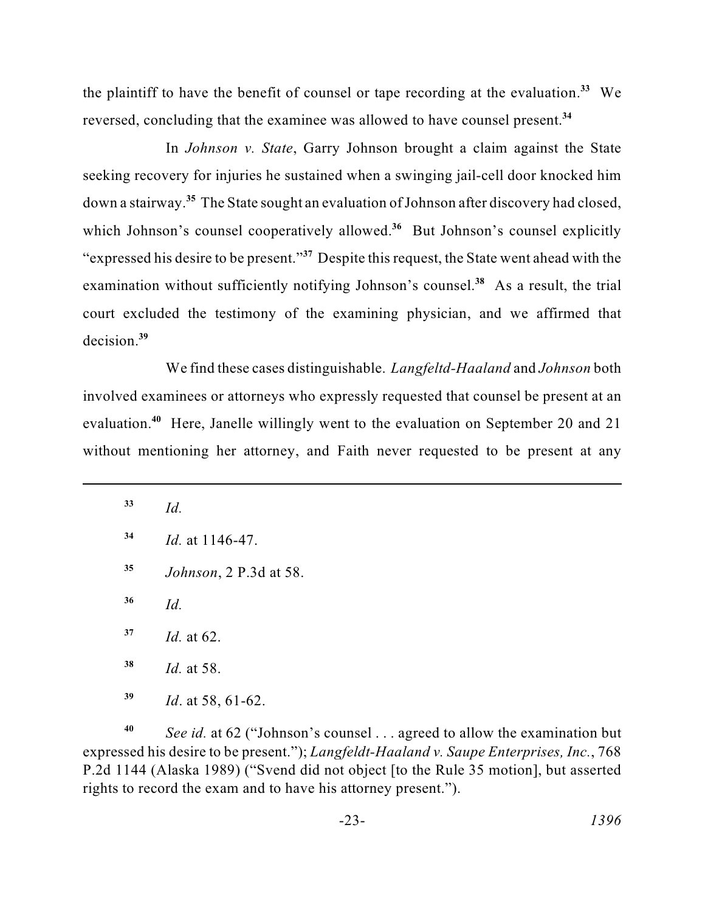the plaintiff to have the benefit of counsel or tape recording at the evaluation.[33] We reversed, concluding that the examinee was allowed to have counsel present.[34]

In *Johnson v. State*, Garry Johnson brought a claim against the State seeking recovery for injuries he sustained when a swinging jail-cell door knocked him down a stairway.[35] The State sought an evaluation of Johnson after discovery had closed, which Johnson's counsel cooperatively allowed.[36] But Johnson's counsel explicitly "expressed his desire to be present."[37] Despite this request, the State went ahead with the examination without sufficiently notifying Johnson's counsel.[38] As a result, the trial court excluded the testimony of the examining physician, and we affirmed that decision.[39]

We find these cases distinguishable. *Langfeltd-Haaland* and *Johnson* both involved examinees or attorneys who expressly requested that counsel be present at an evaluation.[40] Here, Janelle willingly went to the evaluation on September 20 and 21 without mentioning her attorney, and Faith never requested to be present at any

---

[33] *Id.*

[34] *Id.* at 1146-47.

[35] *Johnson*, 2 P.3d at 58.

[36] *Id.*

[37] *Id.* at 62.

[38] *Id.* at 58.

[39] *Id*. at 58, 61-62.

[40] *See id.* at 62 ("Johnson's counsel . . . agreed to allow the examination but expressed his desire to be present."); *Langfeldt-Haaland v. Saupe Enterprises, Inc.*, 768 P.2d 1144 (Alaska 1989) ("Svend did not object [to the Rule 35 motion], but asserted rights to record the exam and to have his attorney present.").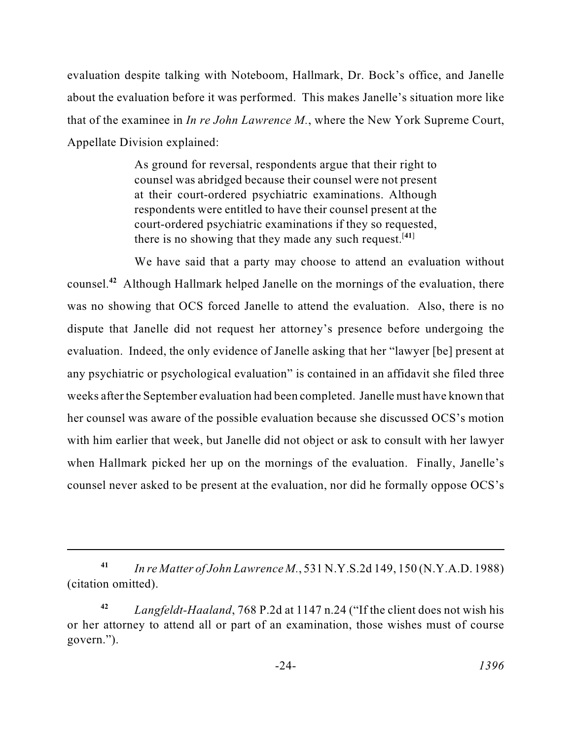evaluation despite talking with Noteboom, Hallmark, Dr. Bock's office, and Janelle about the evaluation before it was performed. This makes Janelle's situation more like that of the examinee in *In re John Lawrence M.*, where the New York Supreme Court, Appellate Division explained:

> As ground for reversal, respondents argue that their right to counsel was abridged because their counsel were not present at their court-ordered psychiatric examinations. Although respondents were entitled to have their counsel present at the court-ordered psychiatric examinations if they so requested, there is no showing that they made any such request.[41]

We have said that a party may choose to attend an evaluation without counsel.[42] Although Hallmark helped Janelle on the mornings of the evaluation, there was no showing that OCS forced Janelle to attend the evaluation. Also, there is no dispute that Janelle did not request her attorney's presence before undergoing the evaluation. Indeed, the only evidence of Janelle asking that her "lawyer [be] present at any psychiatric or psychological evaluation" is contained in an affidavit she filed three weeks after the September evaluation had been completed. Janelle must have known that her counsel was aware of the possible evaluation because she discussed OCS's motion with him earlier that week, but Janelle did not object or ask to consult with her lawyer when Hallmark picked her up on the mornings of the evaluation. Finally, Janelle's counsel never asked to be present at the evaluation, nor did he formally oppose OCS's

---

[41] *In re Matter of John Lawrence M.*, 531 N.Y.S.2d 149, 150 (N.Y.A.D. 1988) (citation omitted).

[42] *Langfeldt-Haaland*, 768 P.2d at 1147 n.24 ("If the client does not wish his or her attorney to attend all or part of an examination, those wishes must of course govern.").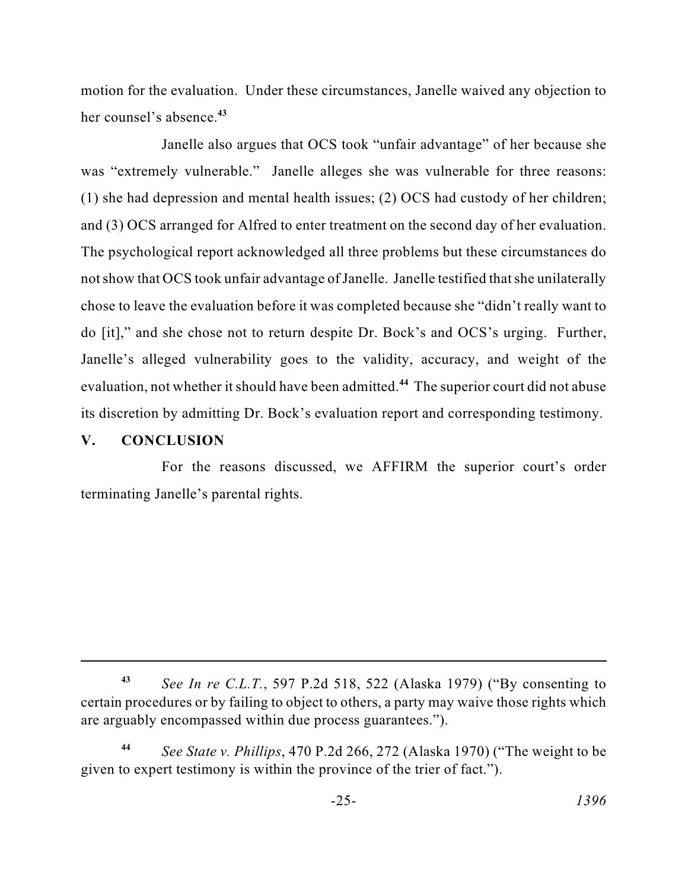motion for the evaluation. Under these circumstances, Janelle waived any objection to her counsel's absence.[43]

Janelle also argues that OCS took "unfair advantage" of her because she was "extremely vulnerable." Janelle alleges she was vulnerable for three reasons: (1) she had depression and mental health issues; (2) OCS had custody of her children; and (3) OCS arranged for Alfred to enter treatment on the second day of her evaluation. The psychological report acknowledged all three problems but these circumstances do not show that OCS took unfair advantage of Janelle. Janelle testified that she unilaterally chose to leave the evaluation before it was completed because she "didn't really want to do [it]," and she chose not to return despite Dr. Bock's and OCS's urging. Further, Janelle's alleged vulnerability goes to the validity, accuracy, and weight of the evaluation, not whether it should have been admitted.[44] The superior court did not abuse its discretion by admitting Dr. Bock's evaluation report and corresponding testimony.

## V. CONCLUSION

For the reasons discussed, we AFFIRM the superior court's order terminating Janelle's parental rights.

---

[43] *See In re C.L.T.*, 597 P.2d 518, 522 (Alaska 1979) ("By consenting to certain procedures or by failing to object to others, a party may waive those rights which are arguably encompassed within due process guarantees.").

[44] *See State v. Phillips*, 470 P.2d 266, 272 (Alaska 1970) ("The weight to be given to expert testimony is within the province of the trier of fact.").